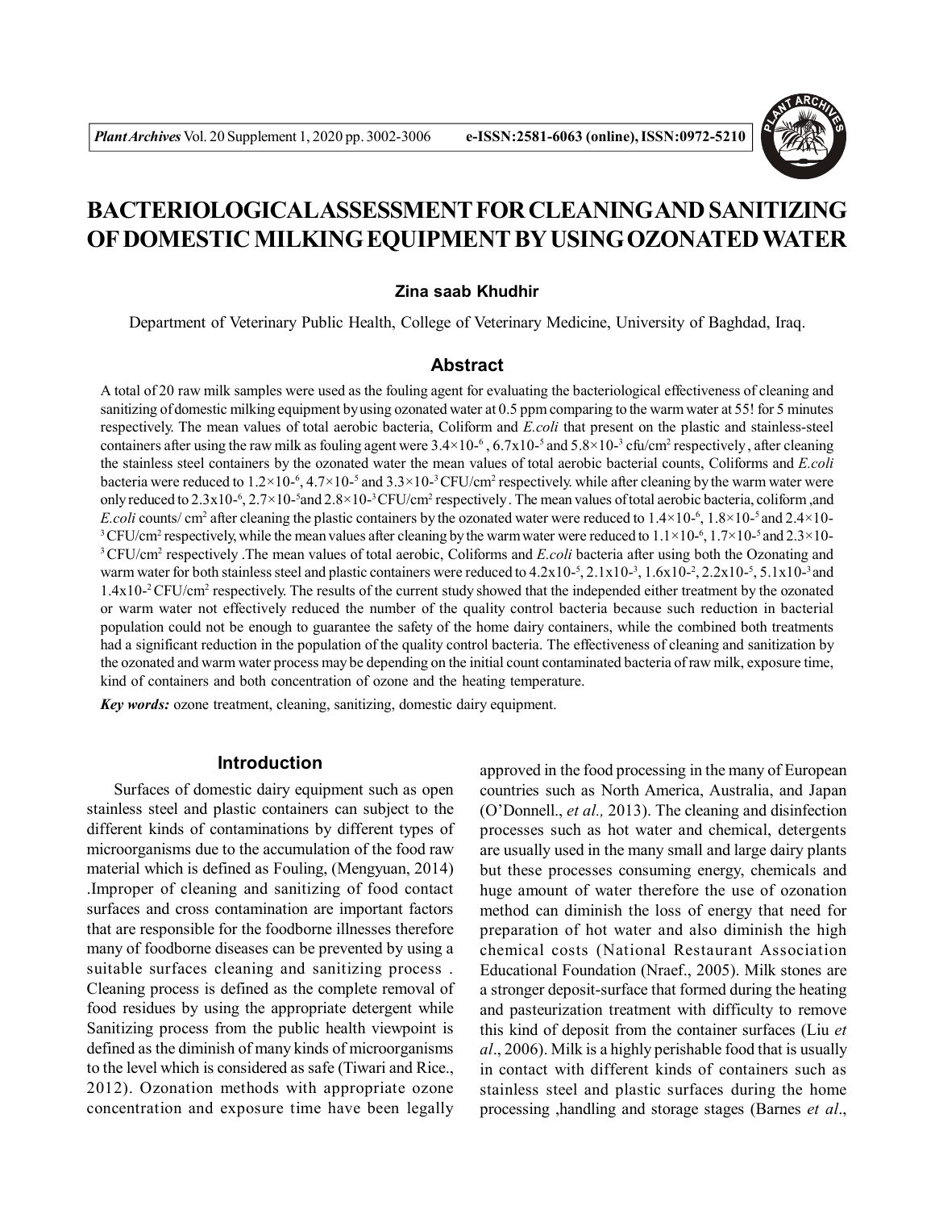# BACTERIOLOGICAL ASSESSMENT FOR CLEANING AND SANITIZING OF DOMESTIC MILKING EQUIPMENT BY USING OZONATED WATER

**Zina saab Khudhir**

Department of Veterinary Public Health, College of Veterinary Medicine, University of Baghdad, Iraq.

## Abstract

A total of 20 raw milk samples were used as the fouling agent for evaluating the bacteriological effectiveness of cleaning and sanitizing of domestic milking equipment by using ozonated water at 0.5 ppm comparing to the warm water at 55! for 5 minutes respectively. The mean values of total aerobic bacteria, Coliform and *E.coli* that present on the plastic and stainless-steel containers after using the raw milk as fouling agent were $3.4\times10^{-6}$ , $6.7\times10^{-5}$ and $5.8\times10^{-3}$ cfu/cm$^2$ respectively, after cleaning the stainless steel containers by the ozonated water the mean values of total aerobic bacterial counts, Coliforms and *E.coli* bacteria were reduced to $1.2\times10^{-6}$, $4.7\times10^{-5}$ and $3.3\times10^{-3}$ CFU/cm$^2$ respectively. while after cleaning by the warm water were only reduced to $2.3\times10^{-6}$, $2.7\times10^{-5}$ and $2.8\times10^{-3}$ CFU/cm$^2$ respectively. The mean values of total aerobic bacteria, coliform ,and *E.coli* counts/ cm$^2$ after cleaning the plastic containers by the ozonated water were reduced to $1.4\times10^{-6}$, $1.8\times10^{-5}$ and $2.4\times10^{-3}$ CFU/cm$^2$ respectively, while the mean values after cleaning by the warm water were reduced to $1.1\times10^{-6}$, $1.7\times10^{-5}$ and $2.3\times10^{-3}$ CFU/cm$^2$ respectively .The mean values of total aerobic, Coliforms and *E.coli* bacteria after using both the Ozonating and warm water for both stainless steel and plastic containers were reduced to $4.2\times10^{-5}$, $2.1\times10^{-3}$, $1.6\times10^{-2}$, $2.2\times10^{-5}$, $5.1\times10^{-3}$ and $1.4\times10^{-2}$ CFU/cm$^2$ respectively. The results of the current study showed that the independed either treatment by the ozonated or warm water not effectively reduced the number of the quality control bacteria because such reduction in bacterial population could not be enough to guarantee the safety of the home dairy containers, while the combined both treatments had a significant reduction in the population of the quality control bacteria. The effectiveness of cleaning and sanitization by the ozonated and warm water process may be depending on the initial count contaminated bacteria of raw milk, exposure time, kind of containers and both concentration of ozone and the heating temperature.

***Key words:*** ozone treatment, cleaning, sanitizing, domestic dairy equipment.

## Introduction

Surfaces of domestic dairy equipment such as open stainless steel and plastic containers can subject to the different kinds of contaminations by different types of microorganisms due to the accumulation of the food raw material which is defined as Fouling, (Mengyuan, 2014) .Improper of cleaning and sanitizing of food contact surfaces and cross contamination are important factors that are responsible for the foodborne illnesses therefore many of foodborne diseases can be prevented by using a suitable surfaces cleaning and sanitizing process . Cleaning process is defined as the complete removal of food residues by using the appropriate detergent while Sanitizing process from the public health viewpoint is defined as the diminish of many kinds of microorganisms to the level which is considered as safe (Tiwari and Rice., 2012). Ozonation methods with appropriate ozone concentration and exposure time have been legally approved in the food processing in the many of European countries such as North America, Australia, and Japan (O'Donnell., *et al.,* 2013). The cleaning and disinfection processes such as hot water and chemical, detergents are usually used in the many small and large dairy plants but these processes consuming energy, chemicals and huge amount of water therefore the use of ozonation method can diminish the loss of energy that need for preparation of hot water and also diminish the high chemical costs (National Restaurant Association Educational Foundation (Nraef., 2005). Milk stones are a stronger deposit-surface that formed during the heating and pasteurization treatment with difficulty to remove this kind of deposit from the container surfaces (Liu *et al*., 2006). Milk is a highly perishable food that is usually in contact with different kinds of containers such as stainless steel and plastic surfaces during the home processing ,handling and storage stages (Barnes *et al*.,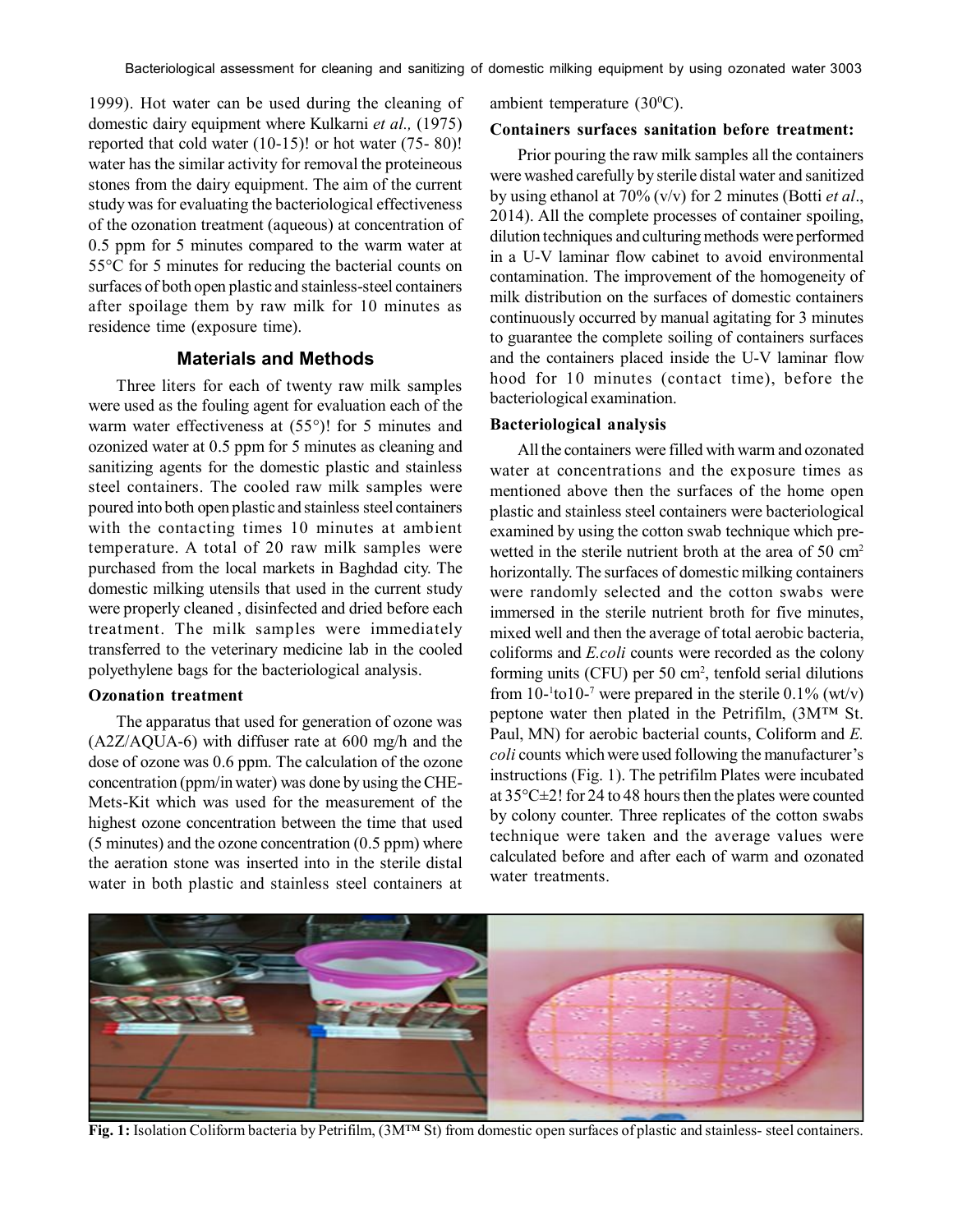1999). Hot water can be used during the cleaning of domestic dairy equipment where Kulkarni *et al.,* (1975) reported that cold water (10-15)! or hot water (75- 80)! water has the similar activity for removal the proteineous stones from the dairy equipment. The aim of the current study was for evaluating the bacteriological effectiveness of the ozonation treatment (aqueous) at concentration of 0.5 ppm for 5 minutes compared to the warm water at 55°C for 5 minutes for reducing the bacterial counts on surfaces of both open plastic and stainless-steel containers after spoilage them by raw milk for 10 minutes as residence time (exposure time).

## Materials and Methods

Three liters for each of twenty raw milk samples were used as the fouling agent for evaluation each of the warm water effectiveness at (55°)! for 5 minutes and ozonized water at 0.5 ppm for 5 minutes as cleaning and sanitizing agents for the domestic plastic and stainless steel containers. The cooled raw milk samples were poured into both open plastic and stainless steel containers with the contacting times 10 minutes at ambient temperature. A total of 20 raw milk samples were purchased from the local markets in Baghdad city. The domestic milking utensils that used in the current study were properly cleaned , disinfected and dried before each treatment. The milk samples were immediately transferred to the veterinary medicine lab in the cooled polyethylene bags for the bacteriological analysis.

### Ozonation treatment

The apparatus that used for generation of ozone was (A2Z/AQUA-6) with diffuser rate at 600 mg/h and the dose of ozone was 0.6 ppm. The calculation of the ozone concentration (ppm/in water) was done by using the CHE-Mets-Kit which was used for the measurement of the highest ozone concentration between the time that used (5 minutes) and the ozone concentration (0.5 ppm) where the aeration stone was inserted into in the sterile distal water in both plastic and stainless steel containers at ambient temperature (30$^0$C).

### Containers surfaces sanitation before treatment:

Prior pouring the raw milk samples all the containers were washed carefully by sterile distal water and sanitized by using ethanol at 70% (v/v) for 2 minutes (Botti *et al*., 2014). All the complete processes of container spoiling, dilution techniques and culturing methods were performed in a U-V laminar flow cabinet to avoid environmental contamination. The improvement of the homogeneity of milk distribution on the surfaces of domestic containers continuously occurred by manual agitating for 3 minutes to guarantee the complete soiling of containers surfaces and the containers placed inside the U-V laminar flow hood for 10 minutes (contact time), before the bacteriological examination.

### Bacteriological analysis

All the containers were filled with warm and ozonated water at concentrations and the exposure times as mentioned above then the surfaces of the home open plastic and stainless steel containers were bacteriological examined by using the cotton swab technique which pre-wetted in the sterile nutrient broth at the area of 50 cm$^2$ horizontally. The surfaces of domestic milking containers were randomly selected and the cotton swabs were immersed in the sterile nutrient broth for five minutes, mixed well and then the average of total aerobic bacteria, coliforms and *E.coli* counts were recorded as the colony forming units (CFU) per 50 cm$^2$, tenfold serial dilutions from $10^{-1}$to$10^{-7}$ were prepared in the sterile 0.1% (wt/v) peptone water then plated in the Petrifilm, (3M™ St. Paul, MN) for aerobic bacterial counts, Coliform and *E. coli* counts which were used following the manufacturer's instructions (Fig. 1). The petrifilm Plates were incubated at 35°C±2! for 24 to 48 hours then the plates were counted by colony counter. Three replicates of the cotton swabs technique were taken and the average values were calculated before and after each of warm and ozonated water treatments.

**Fig. 1:** Isolation Coliform bacteria by Petrifilm, (3M™ St) from domestic open surfaces of plastic and stainless- steel containers.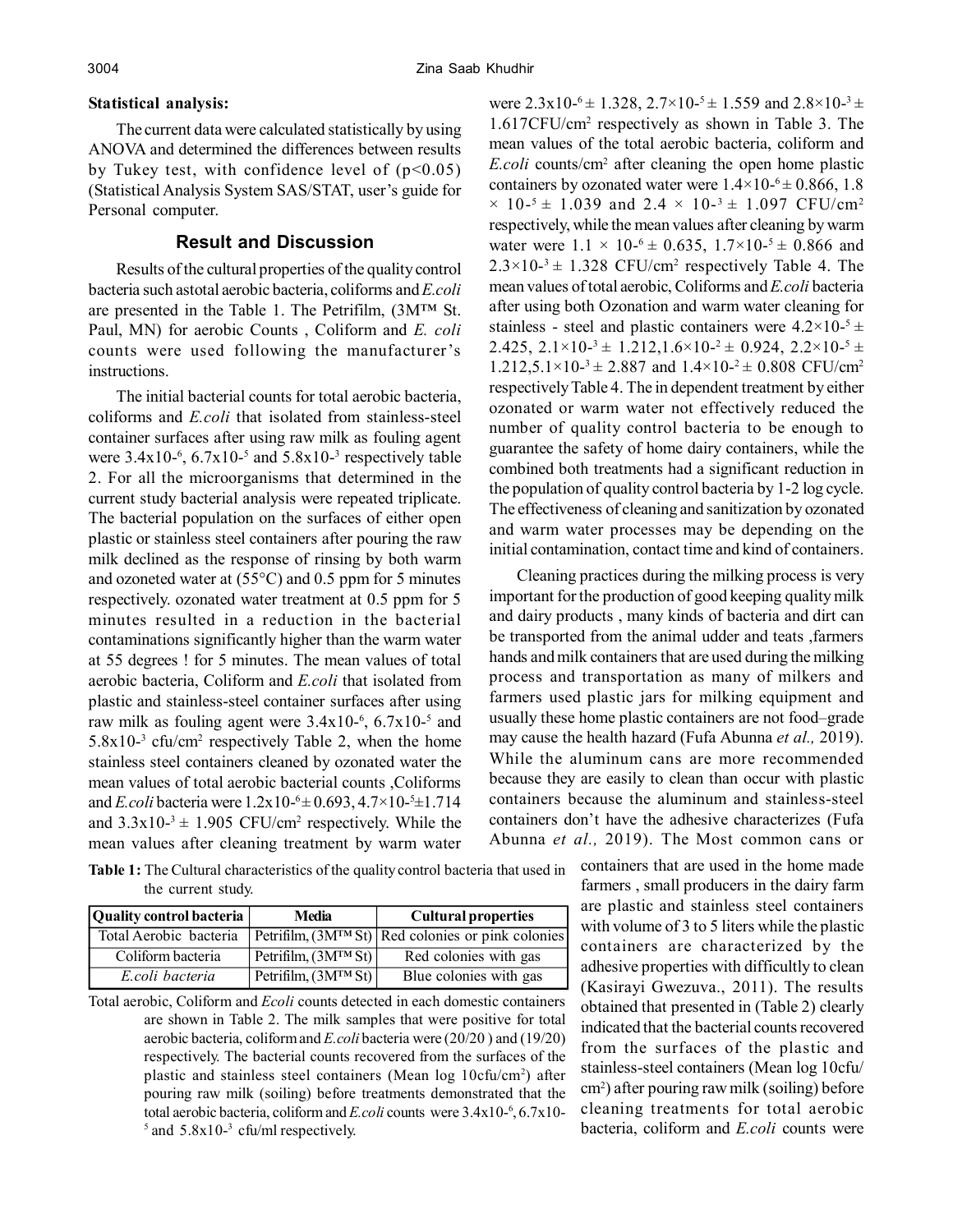**Statistical analysis:**

The current data were calculated statistically by using ANOVA and determined the differences between results by Tukey test, with confidence level of ($p<0.05$) (Statistical Analysis System SAS/STAT, user's guide for Personal computer.

## Result and Discussion

Results of the cultural properties of the quality control bacteria such astotal aerobic bacteria, coliforms and *E.coli* are presented in the Table 1. The Petrifilm, (3M™ St. Paul, MN) for aerobic Counts , Coliform and *E. coli* counts were used following the manufacturer's instructions.

The initial bacterial counts for total aerobic bacteria, coliforms and *E.coli* that isolated from stainless-steel container surfaces after using raw milk as fouling agent were $3.4x10^{-6}$, $6.7x10^{-5}$ and $5.8x10^{-3}$ respectively table 2. For all the microorganisms that determined in the current study bacterial analysis were repeated triplicate. The bacterial population on the surfaces of either open plastic or stainless steel containers after pouring the raw milk declined as the response of rinsing by both warm and ozoneted water at (55°C) and 0.5 ppm for 5 minutes respectively. ozonated water treatment at 0.5 ppm for 5 minutes resulted in a reduction in the bacterial contaminations significantly higher than the warm water at 55 degrees ! for 5 minutes. The mean values of total aerobic bacteria, Coliform and *E.coli* that isolated from plastic and stainless-steel container surfaces after using raw milk as fouling agent were $3.4x10^{-6}$, $6.7x10^{-5}$ and $5.8x10^{-3}$ cfu/cm$^2$ respectively Table 2, when the home stainless steel containers cleaned by ozonated water the mean values of total aerobic bacterial counts ,Coliforms and *E.coli* bacteria were $1.2x10^{-6} \pm 0.693$, $4.7\times10^{-5} \pm 1.714$ and $3.3x10^{-3} \pm 1.905$ CFU/cm$^2$ respectively. While the mean values after cleaning treatment by warm water were $2.3x10^{-6} \pm 1.328$, $2.7\times10^{-5} \pm 1.559$ and $2.8\times10^{-3} \pm 1.617$CFU/cm$^2$ respectively as shown in Table 3. The mean values of the total aerobic bacteria, coliform and *E.coli* counts/cm$^2$ after cleaning the open home plastic containers by ozonated water were $1.4\times10^{-6} \pm 0.866$, $1.8 \times 10^{-5} \pm 1.039$ and $2.4 \times 10^{-3} \pm 1.097$ CFU/cm$^2$ respectively, while the mean values after cleaning by warm water were $1.1 \times 10^{-6} \pm 0.635$, $1.7\times10^{-5} \pm 0.866$ and $2.3\times10^{-3} \pm 1.328$ CFU/cm$^2$ respectively Table 4. The mean values of total aerobic, Coliforms and *E.coli* bacteria after using both Ozonation and warm water cleaning for stainless - steel and plastic containers were $4.2\times10^{-5} \pm 2.425$, $2.1\times10^{-3} \pm 1.212$,$1.6\times10^{-2} \pm 0.924$, $2.2\times10^{-5} \pm 1.212$,$5.1\times10^{-3} \pm 2.887$ and $1.4\times10^{-2} \pm 0.808$ CFU/cm$^2$ respectively Table 4. The in dependent treatment by either ozonated or warm water not effectively reduced the number of quality control bacteria to be enough to guarantee the safety of home dairy containers, while the combined both treatments had a significant reduction in the population of quality control bacteria by 1-2 log cycle. The effectiveness of cleaning and sanitization by ozonated and warm water processes may be depending on the initial contamination, contact time and kind of containers.

Cleaning practices during the milking process is very important for the production of good keeping quality milk and dairy products , many kinds of bacteria and dirt can be transported from the animal udder and teats ,farmers hands and milk containers that are used during the milking process and transportation as many of milkers and farmers used plastic jars for milking equipment and usually these home plastic containers are not food–grade may cause the health hazard (Fufa Abunna *et al.,* 2019). While the aluminum cans are more recommended because they are easily to clean than occur with plastic containers because the aluminum and stainless-steel containers don't have the adhesive characterizes (Fufa Abunna *et al.,* 2019). The Most common cans or containers that are used in the home made farmers , small producers in the dairy farm are plastic and stainless steel containers with volume of 3 to 5 liters while the plastic containers are characterized by the adhesive properties with difficultly to clean (Kasirayi Gwezuva., 2011). The results obtained that presented in (Table 2) clearly indicated that the bacterial counts recovered from the surfaces of the plastic and stainless-steel containers (Mean log 10cfu/ cm$^2$) after pouring raw milk (soiling) before cleaning treatments for total aerobic bacteria, coliform and *E.coli* counts were

**Table 1:** The Cultural characteristics of the quality control bacteria that used in the current study.

| Quality control bacteria | Media | Cultural properties |
|---|---|---|
| Total Aerobic bacteria | Petrifilm, (3M™ St) | Red colonies or pink colonies |
| Coliform bacteria | Petrifilm, (3M™ St) | Red colonies with gas |
| *E.coli bacteria* | Petrifilm, (3M™ St) | Blue colonies with gas |

Total aerobic, Coliform and *Ecoli* counts detected in each domestic containers are shown in Table 2. The milk samples that were positive for total aerobic bacteria, coliform and *E.coli* bacteria were (20/20 ) and (19/20) respectively. The bacterial counts recovered from the surfaces of the plastic and stainless steel containers (Mean log 10cfu/cm$^2$) after pouring raw milk (soiling) before treatments demonstrated that the total aerobic bacteria, coliform and *E.coli* counts were $3.4x10^{-6}$, $6.7x10^{-5}$ and $5.8x10^{-3}$ cfu/ml respectively.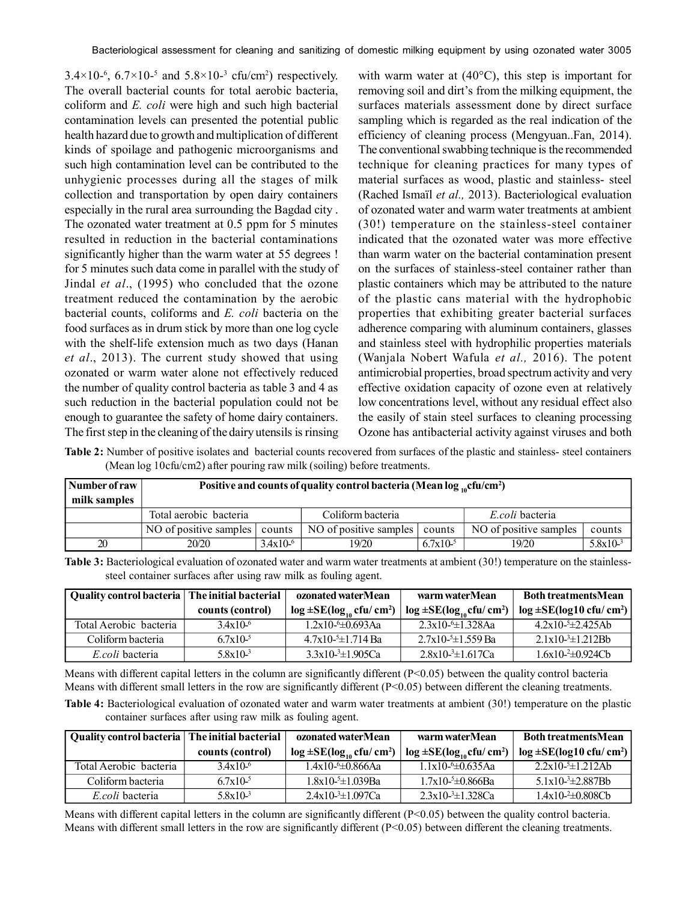$3.4\times10^{-6}$, $6.7\times10^{-5}$ and $5.8\times10^{-3}$ cfu/cm$^2$) respectively. The overall bacterial counts for total aerobic bacteria, coliform and *E. coli* were high and such high bacterial contamination levels can presented the potential public health hazard due to growth and multiplication of different kinds of spoilage and pathogenic microorganisms and such high contamination level can be contributed to the unhygienic processes during all the stages of milk collection and transportation by open dairy containers especially in the rural area surrounding the Bagdad city . The ozonated water treatment at 0.5 ppm for 5 minutes resulted in reduction in the bacterial contaminations significantly higher than the warm water at 55 degrees ! for 5 minutes such data come in parallel with the study of Jindal *et al*., (1995) who concluded that the ozone treatment reduced the contamination by the aerobic bacterial counts, coliforms and *E. coli* bacteria on the food surfaces as in drum stick by more than one log cycle with the shelf-life extension much as two days (Hanan *et al*., 2013). The current study showed that using ozonated or warm water alone not effectively reduced the number of quality control bacteria as table 3 and 4 as such reduction in the bacterial population could not be enough to guarantee the safety of home dairy containers. The first step in the cleaning of the dairy utensils is rinsing with warm water at (40°C), this step is important for removing soil and dirt's from the milking equipment, the surfaces materials assessment done by direct surface sampling which is regarded as the real indication of the efficiency of cleaning process (Mengyuan..Fan, 2014). The conventional swabbing technique is the recommended technique for cleaning practices for many types of material surfaces as wood, plastic and stainless- steel (Rached Ismaïl *et al.,* 2013). Bacteriological evaluation of ozonated water and warm water treatments at ambient (30!) temperature on the stainless-steel container indicated that the ozonated water was more effective than warm water on the bacterial contamination present on the surfaces of stainless-steel container rather than plastic containers which may be attributed to the nature of the plastic cans material with the hydrophobic properties that exhibiting greater bacterial surfaces adherence comparing with aluminum containers, glasses and stainless steel with hydrophilic properties materials (Wanjala Nobert Wafula *et al.,* 2016). The potent antimicrobial properties, broad spectrum activity and very effective oxidation capacity of ozone even at relatively low concentrations level, without any residual effect also the easily of stain steel surfaces to cleaning processing Ozone has antibacterial activity against viruses and both

**Table 2:** Number of positive isolates and bacterial counts recovered from surfaces of the plastic and stainless- steel containers (Mean log 10cfu/cm2) after pouring raw milk (soiling) before treatments.

| Number of raw milk samples | Positive and counts of quality control bacteria (Mean log $_{10}$cfu/cm$^2$) | | | | | |
|---|---|---|---|---|---|---|
| | Total aerobic bacteria | | Coliform bacteria | | *E.coli* bacteria | |
| | NO of positive samples | counts | NO of positive samples | counts | NO of positive samples | counts |
| 20 | 20/20 | $3.4\times10^{-6}$ | 19/20 | $6.7\times10^{-5}$ | 19/20 | $5.8\times10^{-3}$ |

**Table 3:** Bacteriological evaluation of ozonated water and warm water treatments at ambient (30!) temperature on the stainless-steel container surfaces after using raw milk as fouling agent.

| Quality control bacteria | The initial bacterial counts (control) | ozonated waterMean log ±SE(log$_{10}$ cfu/ cm$^2$) | warm waterMean log ±SE(log$_{10}$cfu/ cm$^2$) | Both treatmentsMean log ±SE(log10 cfu/ cm$^2$) |
|---|---|---|---|---|
| Total Aerobic bacteria | $3.4\times10^{-6}$ | $1.2\times10^{-6}$±0.693Aa | $2.3\times10^{-6}$±1.328Aa | $4.2\times10^{-5}$±2.425Ab |
| Coliform bacteria | $6.7\times10^{-5}$ | $4.7\times10^{-5}$±1.714 Ba | $2.7\times10^{-5}$±1.559 Ba | $2.1\times10^{-3}$±1.212Bb |
| *E.coli* bacteria | $5.8\times10^{-3}$ | $3.3\times10^{-3}$±1.905Ca | $2.8\times10^{-3}$±1.617Ca | $1.6\times10^{-2}$±0.924Cb |

Means with different capital letters in the column are significantly different ($P<0.05$) between the quality control bacteria
Means with different small letters in the row are significantly different ($P<0.05$) between different the cleaning treatments.

**Table 4:** Bacteriological evaluation of ozonated water and warm water treatments at ambient (30!) temperature on the plastic container surfaces after using raw milk as fouling agent.

| Quality control bacteria | The initial bacterial counts (control) | ozonated waterMean log ±SE(log$_{10}$ cfu/ cm$^2$) | warm waterMean log ±SE(log$_{10}$cfu/ cm$^2$) | Both treatmentsMean log ±SE(log10 cfu/ cm$^2$) |
|---|---|---|---|---|
| Total Aerobic bacteria | $3.4\times10^{-6}$ | $1.4\times10^{-6}$±0.866Aa | $1.1\times10^{-6}$±0.635Aa | $2.2\times10^{-5}$±1.212Ab |
| Coliform bacteria | $6.7\times10^{-5}$ | $1.8\times10^{-5}$±1.039Ba | $1.7\times10^{-5}$±0.866Ba | $5.1\times10^{-3}$±2.887Bb |
| *E.coli* bacteria | $5.8\times10^{-3}$ | $2.4\times10^{-3}$±1.097Ca | $2.3\times10^{-3}$±1.328Ca | $1.4\times10^{-2}$±0.808Cb |

Means with different capital letters in the column are significantly different ($P<0.05$) between the quality control bacteria.
Means with different small letters in the row are significantly different ($P<0.05$) between different the cleaning treatments.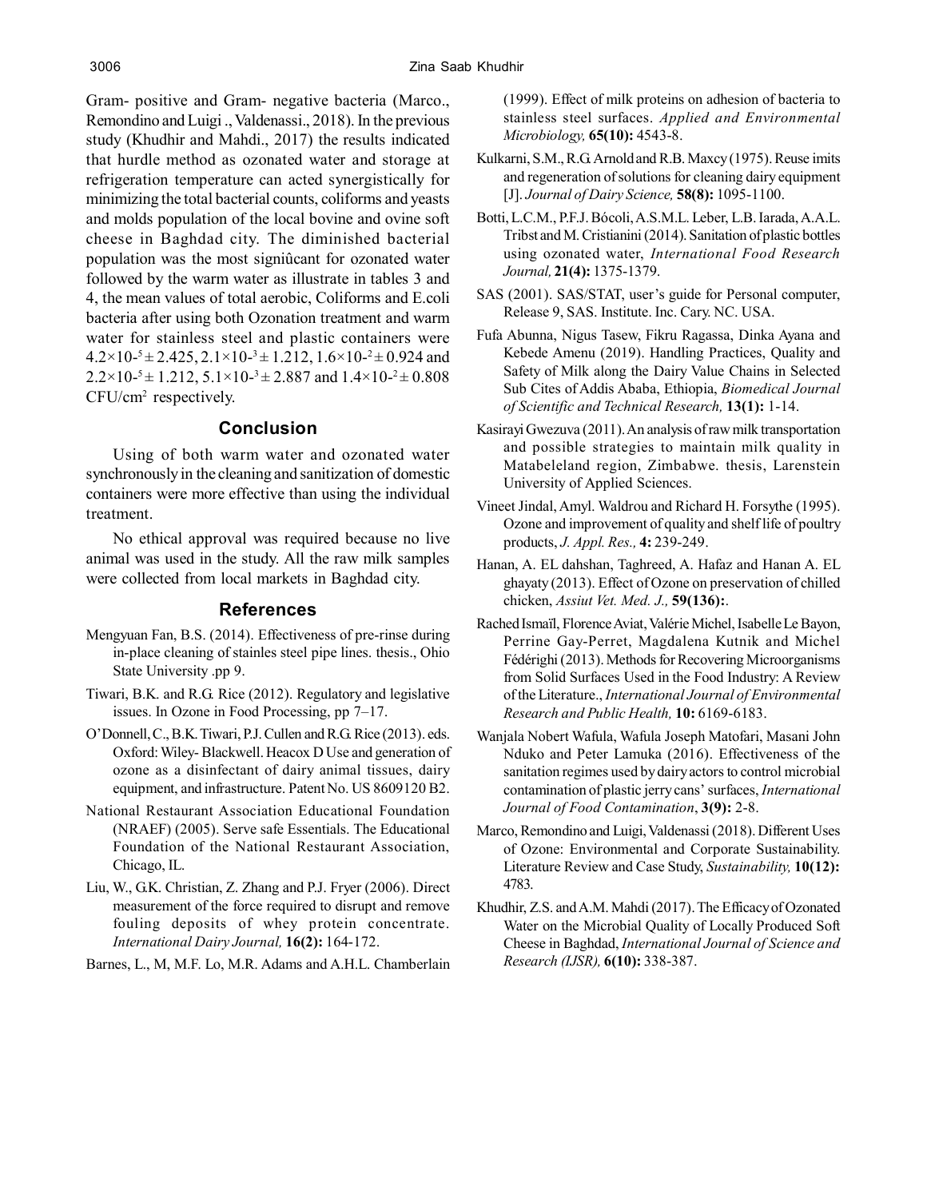Gram- positive and Gram- negative bacteria (Marco., Remondino and Luigi ., Valdenassi., 2018). In the previous study (Khudhir and Mahdi., 2017) the results indicated that hurdle method as ozonated water and storage at refrigeration temperature can acted synergistically for minimizing the total bacterial counts, coliforms and yeasts and molds population of the local bovine and ovine soft cheese in Baghdad city. The diminished bacterial population was the most signiûcant for ozonated water followed by the warm water as illustrate in tables 3 and 4, the mean values of total aerobic, Coliforms and E.coli bacteria after using both Ozonation treatment and warm water for stainless steel and plastic containers were $4.2\times10^{-5} \pm 2.425$, $2.1\times10^{-3} \pm 1.212$, $1.6\times10^{-2} \pm 0.924$ and $2.2\times10^{-5} \pm 1.212$, $5.1\times10^{-3} \pm 2.887$ and $1.4\times10^{-2} \pm 0.808$ CFU/$cm^2$ respectively.

## Conclusion

Using of both warm water and ozonated water synchronously in the cleaning and sanitization of domestic containers were more effective than using the individual treatment.

No ethical approval was required because no live animal was used in the study. All the raw milk samples were collected from local markets in Baghdad city.

## References

Mengyuan Fan, B.S. (2014). Effectiveness of pre-rinse during in-place cleaning of stainles steel pipe lines. thesis., Ohio State University .pp 9.

Tiwari, B.K. and R.G. Rice (2012). Regulatory and legislative issues. In Ozone in Food Processing, pp 7–17.

O'Donnell, C., B.K. Tiwari, P.J. Cullen and R.G. Rice (2013). eds. Oxford: Wiley- Blackwell. Heacox D Use and generation of ozone as a disinfectant of dairy animal tissues, dairy equipment, and infrastructure. Patent No. US 8609120 B2.

National Restaurant Association Educational Foundation (NRAEF) (2005). Serve safe Essentials. The Educational Foundation of the National Restaurant Association, Chicago, IL.

Liu, W., G.K. Christian, Z. Zhang and P.J. Fryer (2006). Direct measurement of the force required to disrupt and remove fouling deposits of whey protein concentrate. *International Dairy Journal,* **16(2):** 164-172.

Barnes, L., M, M.F. Lo, M.R. Adams and A.H.L. Chamberlain (1999). Effect of milk proteins on adhesion of bacteria to stainless steel surfaces. *Applied and Environmental Microbiology,* **65(10):** 4543-8.

Kulkarni, S.M., R.G. Arnold and R.B. Maxcy (1975). Reuse imits and regeneration of solutions for cleaning dairy equipment [J]. *Journal of Dairy Science,* **58(8):** 1095-1100.

Botti, L.C.M., P.F.J. Bócoli, A.S.M.L. Leber, L.B. Iarada, A.A.L. Tribst and M. Cristianini (2014). Sanitation of plastic bottles using ozonated water, *International Food Research Journal,* **21(4):** 1375-1379.

SAS (2001). SAS/STAT, user's guide for Personal computer, Release 9, SAS. Institute. Inc. Cary. NC. USA.

Fufa Abunna, Nigus Tasew, Fikru Ragassa, Dinka Ayana and Kebede Amenu (2019). Handling Practices, Quality and Safety of Milk along the Dairy Value Chains in Selected Sub Cites of Addis Ababa, Ethiopia, *Biomedical Journal of Scientific and Technical Research,* **13(1):** 1-14.

Kasirayi Gwezuva (2011). An analysis of raw milk transportation and possible strategies to maintain milk quality in Matabeleland region, Zimbabwe. thesis, Larenstein University of Applied Sciences.

Vineet Jindal, Amyl. Waldrou and Richard H. Forsythe (1995). Ozone and improvement of quality and shelf life of poultry products, *J. Appl. Res.,* **4:** 239-249.

Hanan, A. EL dahshan, Taghreed, A. Hafaz and Hanan A. EL ghayaty (2013). Effect of Ozone on preservation of chilled chicken, *Assiut Vet. Med. J.,* **59(136):**.

Rached Ismaïl, Florence Aviat, Valérie Michel, Isabelle Le Bayon, Perrine Gay-Perret, Magdalena Kutnik and Michel Fédérighi (2013). Methods for Recovering Microorganisms from Solid Surfaces Used in the Food Industry: A Review of the Literature., *International Journal of Environmental Research and Public Health,* **10:** 6169-6183.

Wanjala Nobert Wafula, Wafula Joseph Matofari, Masani John Nduko and Peter Lamuka (2016). Effectiveness of the sanitation regimes used by dairy actors to control microbial contamination of plastic jerry cans' surfaces, *International Journal of Food Contamination*, **3(9):** 2-8.

Marco, Remondino and Luigi, Valdenassi (2018). Different Uses of Ozone: Environmental and Corporate Sustainability. Literature Review and Case Study, *Sustainability,* **10(12):** 4783.

Khudhir, Z.S. and A.M. Mahdi (2017). The Efficacy of Ozonated Water on the Microbial Quality of Locally Produced Soft Cheese in Baghdad, *International Journal of Science and Research (IJSR),* **6(10):** 338-387.